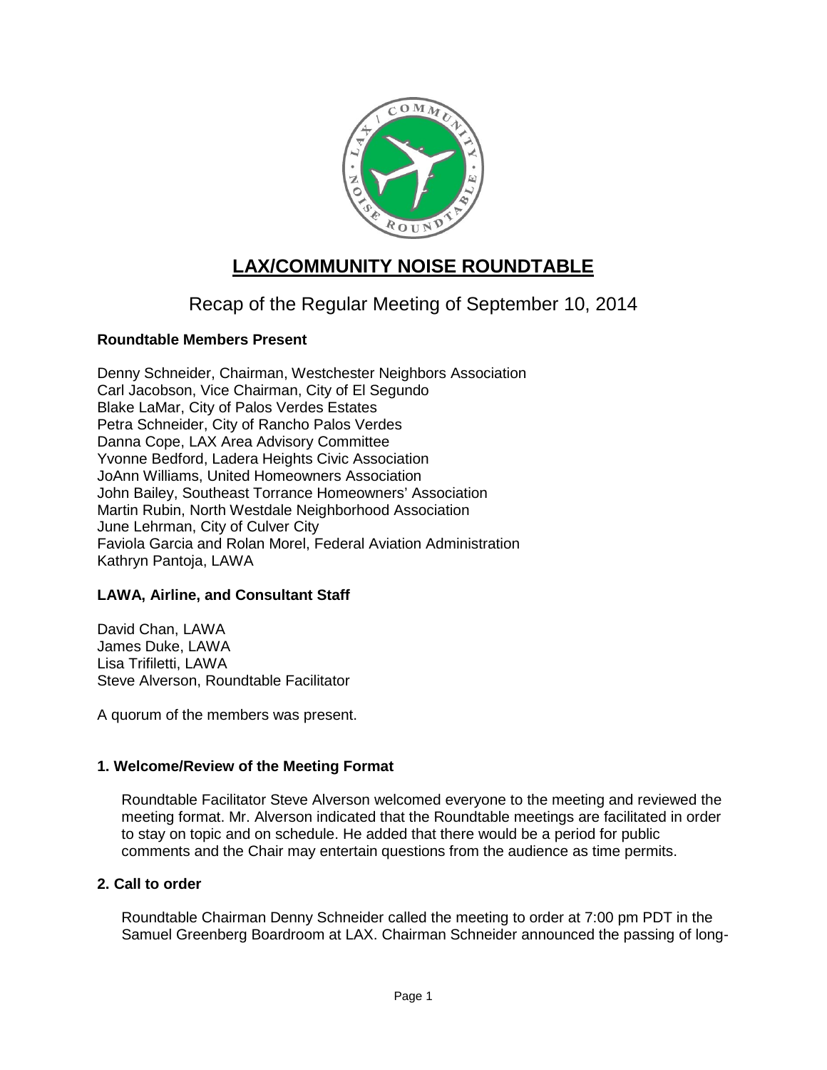# LAX/COMMUNITY NOISE ROUNDTABLE

## Recap of the Regular Meeting of September 10, 2014

**Roundtable Members Present**

Denny Schneider, Chairman, Westchester Neighbors Association
Carl Jacobson, Vice Chairman, City of El Segundo
Blake LaMar, City of Palos Verdes Estates
Petra Schneider, City of Rancho Palos Verdes
Danna Cope, LAX Area Advisory Committee
Yvonne Bedford, Ladera Heights Civic Association
JoAnn Williams, United Homeowners Association
John Bailey, Southeast Torrance Homeowners' Association
Martin Rubin, North Westdale Neighborhood Association
June Lehrman, City of Culver City
Faviola Garcia and Rolan Morel, Federal Aviation Administration
Kathryn Pantoja, LAWA

**LAWA, Airline, and Consultant Staff**

David Chan, LAWA
James Duke, LAWA
Lisa Trifiletti, LAWA
Steve Alverson, Roundtable Facilitator

A quorum of the members was present.

**1. Welcome/Review of the Meeting Format**

Roundtable Facilitator Steve Alverson welcomed everyone to the meeting and reviewed the meeting format. Mr. Alverson indicated that the Roundtable meetings are facilitated in order to stay on topic and on schedule. He added that there would be a period for public comments and the Chair may entertain questions from the audience as time permits.

**2. Call to order**

Roundtable Chairman Denny Schneider called the meeting to order at 7:00 pm PDT in the Samuel Greenberg Boardroom at LAX. Chairman Schneider announced the passing of long-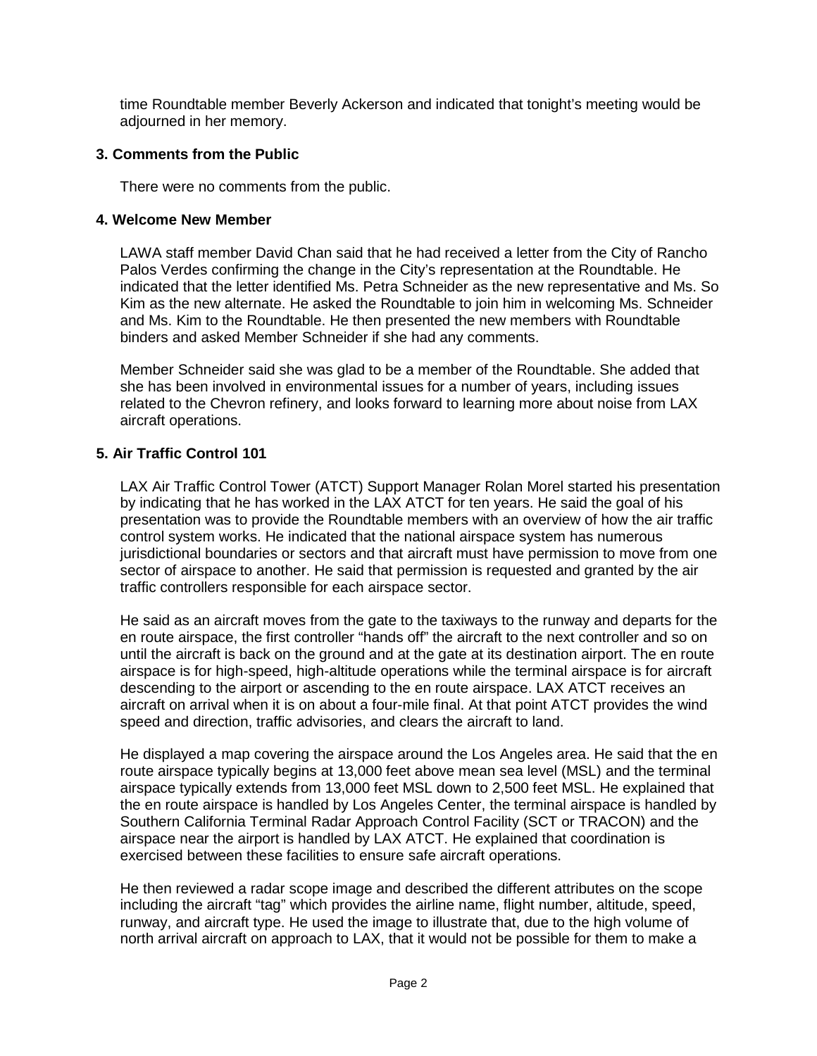time Roundtable member Beverly Ackerson and indicated that tonight's meeting would be adjourned in her memory.

### 3. Comments from the Public

There were no comments from the public.

### 4. Welcome New Member

LAWA staff member David Chan said that he had received a letter from the City of Rancho Palos Verdes confirming the change in the City's representation at the Roundtable. He indicated that the letter identified Ms. Petra Schneider as the new representative and Ms. So Kim as the new alternate. He asked the Roundtable to join him in welcoming Ms. Schneider and Ms. Kim to the Roundtable. He then presented the new members with Roundtable binders and asked Member Schneider if she had any comments.

Member Schneider said she was glad to be a member of the Roundtable. She added that she has been involved in environmental issues for a number of years, including issues related to the Chevron refinery, and looks forward to learning more about noise from LAX aircraft operations.

### 5. Air Traffic Control 101

LAX Air Traffic Control Tower (ATCT) Support Manager Rolan Morel started his presentation by indicating that he has worked in the LAX ATCT for ten years. He said the goal of his presentation was to provide the Roundtable members with an overview of how the air traffic control system works. He indicated that the national airspace system has numerous jurisdictional boundaries or sectors and that aircraft must have permission to move from one sector of airspace to another. He said that permission is requested and granted by the air traffic controllers responsible for each airspace sector.

He said as an aircraft moves from the gate to the taxiways to the runway and departs for the en route airspace, the first controller "hands off" the aircraft to the next controller and so on until the aircraft is back on the ground and at the gate at its destination airport. The en route airspace is for high-speed, high-altitude operations while the terminal airspace is for aircraft descending to the airport or ascending to the en route airspace. LAX ATCT receives an aircraft on arrival when it is on about a four-mile final. At that point ATCT provides the wind speed and direction, traffic advisories, and clears the aircraft to land.

He displayed a map covering the airspace around the Los Angeles area. He said that the en route airspace typically begins at 13,000 feet above mean sea level (MSL) and the terminal airspace typically extends from 13,000 feet MSL down to 2,500 feet MSL. He explained that the en route airspace is handled by Los Angeles Center, the terminal airspace is handled by Southern California Terminal Radar Approach Control Facility (SCT or TRACON) and the airspace near the airport is handled by LAX ATCT. He explained that coordination is exercised between these facilities to ensure safe aircraft operations.

He then reviewed a radar scope image and described the different attributes on the scope including the aircraft "tag" which provides the airline name, flight number, altitude, speed, runway, and aircraft type. He used the image to illustrate that, due to the high volume of north arrival aircraft on approach to LAX, that it would not be possible for them to make a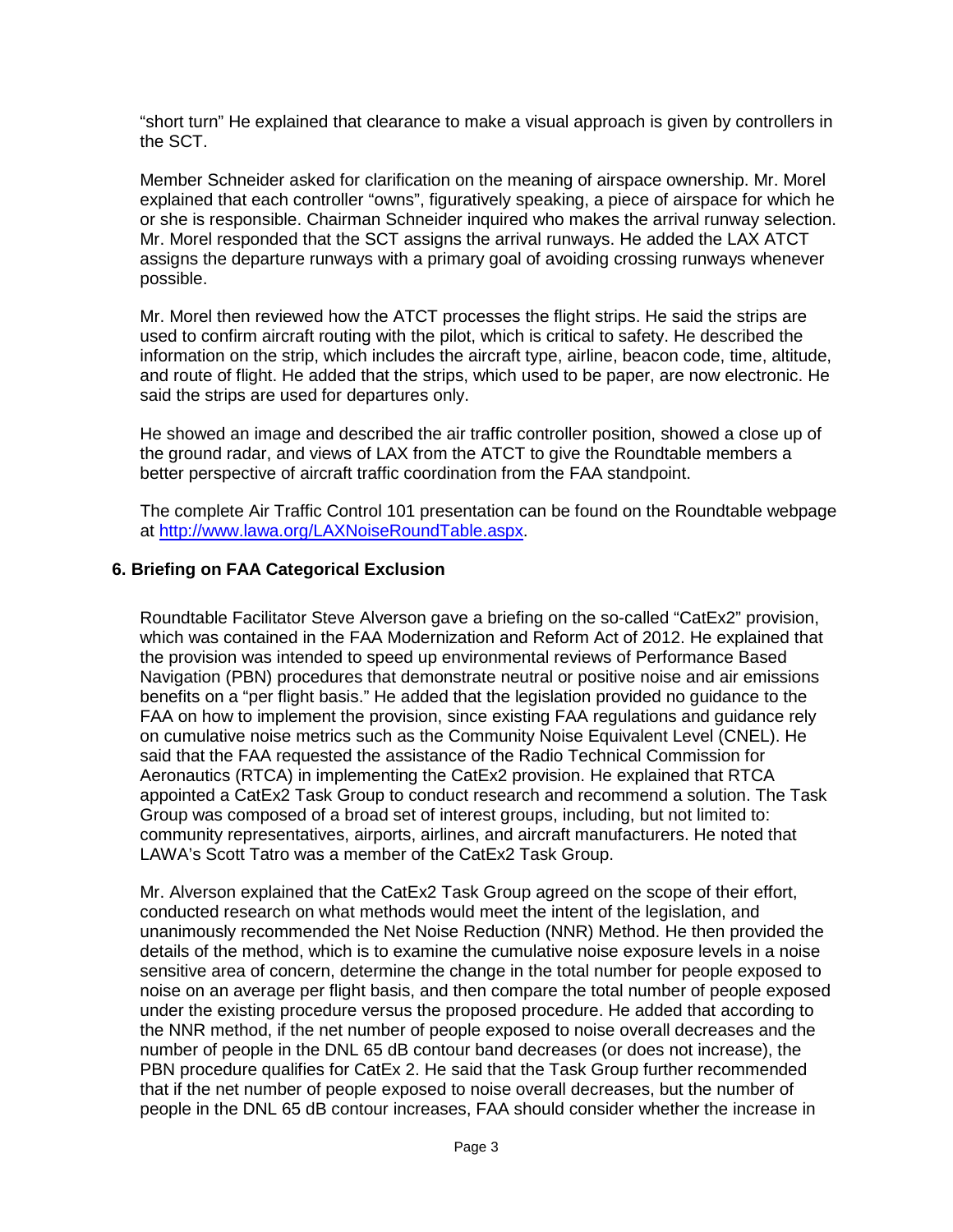"short turn" He explained that clearance to make a visual approach is given by controllers in the SCT.

Member Schneider asked for clarification on the meaning of airspace ownership. Mr. Morel explained that each controller "owns", figuratively speaking, a piece of airspace for which he or she is responsible. Chairman Schneider inquired who makes the arrival runway selection. Mr. Morel responded that the SCT assigns the arrival runways. He added the LAX ATCT assigns the departure runways with a primary goal of avoiding crossing runways whenever possible.

Mr. Morel then reviewed how the ATCT processes the flight strips. He said the strips are used to confirm aircraft routing with the pilot, which is critical to safety. He described the information on the strip, which includes the aircraft type, airline, beacon code, time, altitude, and route of flight. He added that the strips, which used to be paper, are now electronic. He said the strips are used for departures only.

He showed an image and described the air traffic controller position, showed a close up of the ground radar, and views of LAX from the ATCT to give the Roundtable members a better perspective of aircraft traffic coordination from the FAA standpoint.

The complete Air Traffic Control 101 presentation can be found on the Roundtable webpage at http://www.lawa.org/LAXNoiseRoundTable.aspx.

### 6. Briefing on FAA Categorical Exclusion

Roundtable Facilitator Steve Alverson gave a briefing on the so-called "CatEx2" provision, which was contained in the FAA Modernization and Reform Act of 2012. He explained that the provision was intended to speed up environmental reviews of Performance Based Navigation (PBN) procedures that demonstrate neutral or positive noise and air emissions benefits on a "per flight basis." He added that the legislation provided no guidance to the FAA on how to implement the provision, since existing FAA regulations and guidance rely on cumulative noise metrics such as the Community Noise Equivalent Level (CNEL). He said that the FAA requested the assistance of the Radio Technical Commission for Aeronautics (RTCA) in implementing the CatEx2 provision. He explained that RTCA appointed a CatEx2 Task Group to conduct research and recommend a solution. The Task Group was composed of a broad set of interest groups, including, but not limited to: community representatives, airports, airlines, and aircraft manufacturers. He noted that LAWA's Scott Tatro was a member of the CatEx2 Task Group.

Mr. Alverson explained that the CatEx2 Task Group agreed on the scope of their effort, conducted research on what methods would meet the intent of the legislation, and unanimously recommended the Net Noise Reduction (NNR) Method. He then provided the details of the method, which is to examine the cumulative noise exposure levels in a noise sensitive area of concern, determine the change in the total number for people exposed to noise on an average per flight basis, and then compare the total number of people exposed under the existing procedure versus the proposed procedure. He added that according to the NNR method, if the net number of people exposed to noise overall decreases and the number of people in the DNL 65 dB contour band decreases (or does not increase), the PBN procedure qualifies for CatEx 2. He said that the Task Group further recommended that if the net number of people exposed to noise overall decreases, but the number of people in the DNL 65 dB contour increases, FAA should consider whether the increase in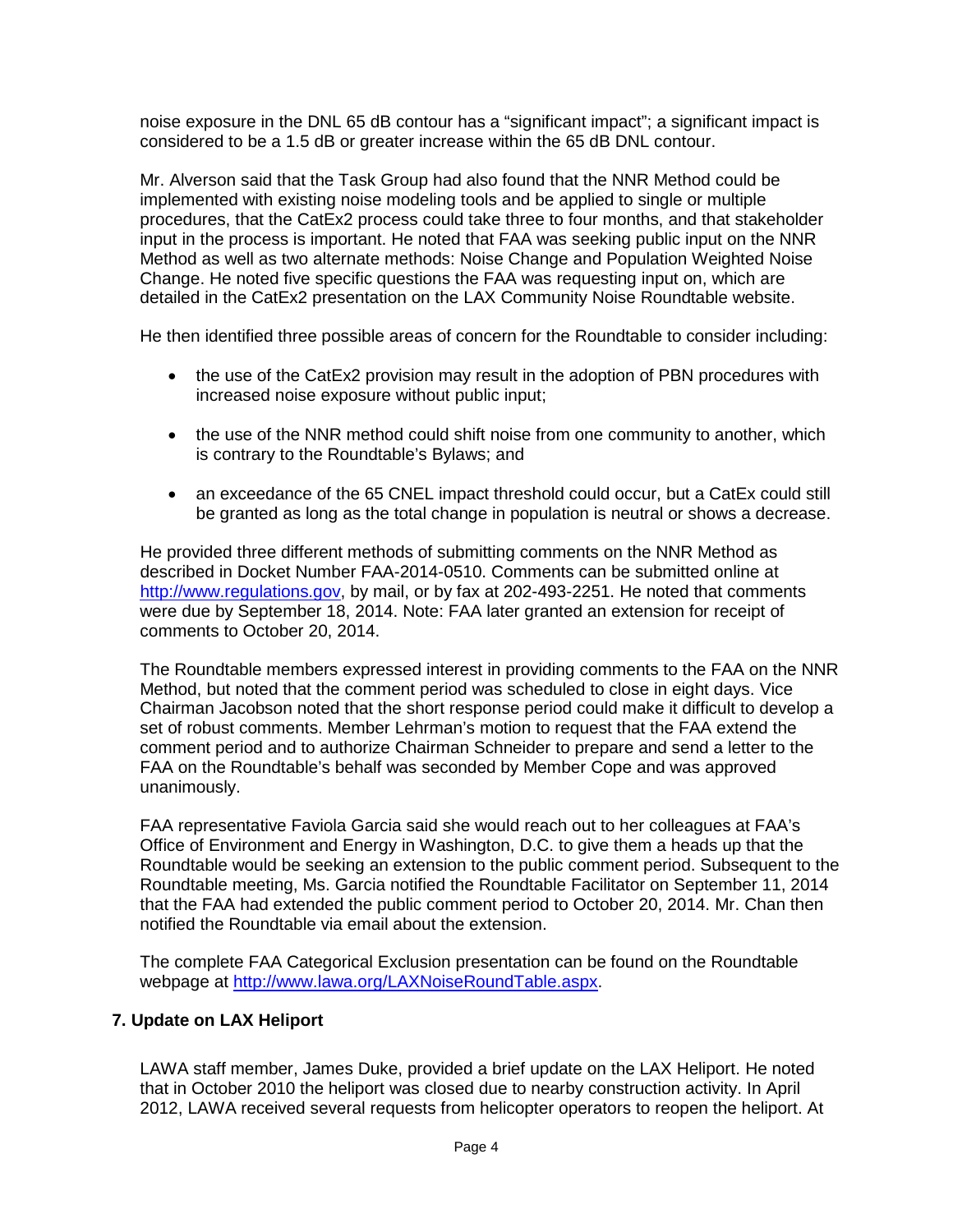noise exposure in the DNL 65 dB contour has a “significant impact”; a significant impact is considered to be a 1.5 dB or greater increase within the 65 dB DNL contour.

Mr. Alverson said that the Task Group had also found that the NNR Method could be implemented with existing noise modeling tools and be applied to single or multiple procedures, that the CatEx2 process could take three to four months, and that stakeholder input in the process is important. He noted that FAA was seeking public input on the NNR Method as well as two alternate methods: Noise Change and Population Weighted Noise Change. He noted five specific questions the FAA was requesting input on, which are detailed in the CatEx2 presentation on the LAX Community Noise Roundtable website.

He then identified three possible areas of concern for the Roundtable to consider including:

- the use of the CatEx2 provision may result in the adoption of PBN procedures with increased noise exposure without public input;
- the use of the NNR method could shift noise from one community to another, which is contrary to the Roundtable’s Bylaws; and
- an exceedance of the 65 CNEL impact threshold could occur, but a CatEx could still be granted as long as the total change in population is neutral or shows a decrease.

He provided three different methods of submitting comments on the NNR Method as described in Docket Number FAA-2014-0510. Comments can be submitted online at http://www.regulations.gov, by mail, or by fax at 202-493-2251. He noted that comments were due by September 18, 2014. Note: FAA later granted an extension for receipt of comments to October 20, 2014.

The Roundtable members expressed interest in providing comments to the FAA on the NNR Method, but noted that the comment period was scheduled to close in eight days. Vice Chairman Jacobson noted that the short response period could make it difficult to develop a set of robust comments. Member Lehrman’s motion to request that the FAA extend the comment period and to authorize Chairman Schneider to prepare and send a letter to the FAA on the Roundtable’s behalf was seconded by Member Cope and was approved unanimously.

FAA representative Faviola Garcia said she would reach out to her colleagues at FAA’s Office of Environment and Energy in Washington, D.C. to give them a heads up that the Roundtable would be seeking an extension to the public comment period. Subsequent to the Roundtable meeting, Ms. Garcia notified the Roundtable Facilitator on September 11, 2014 that the FAA had extended the public comment period to October 20, 2014. Mr. Chan then notified the Roundtable via email about the extension.

The complete FAA Categorical Exclusion presentation can be found on the Roundtable webpage at http://www.lawa.org/LAXNoiseRoundTable.aspx.

## 7. Update on LAX Heliport

LAWA staff member, James Duke, provided a brief update on the LAX Heliport. He noted that in October 2010 the heliport was closed due to nearby construction activity. In April 2012, LAWA received several requests from helicopter operators to reopen the heliport. At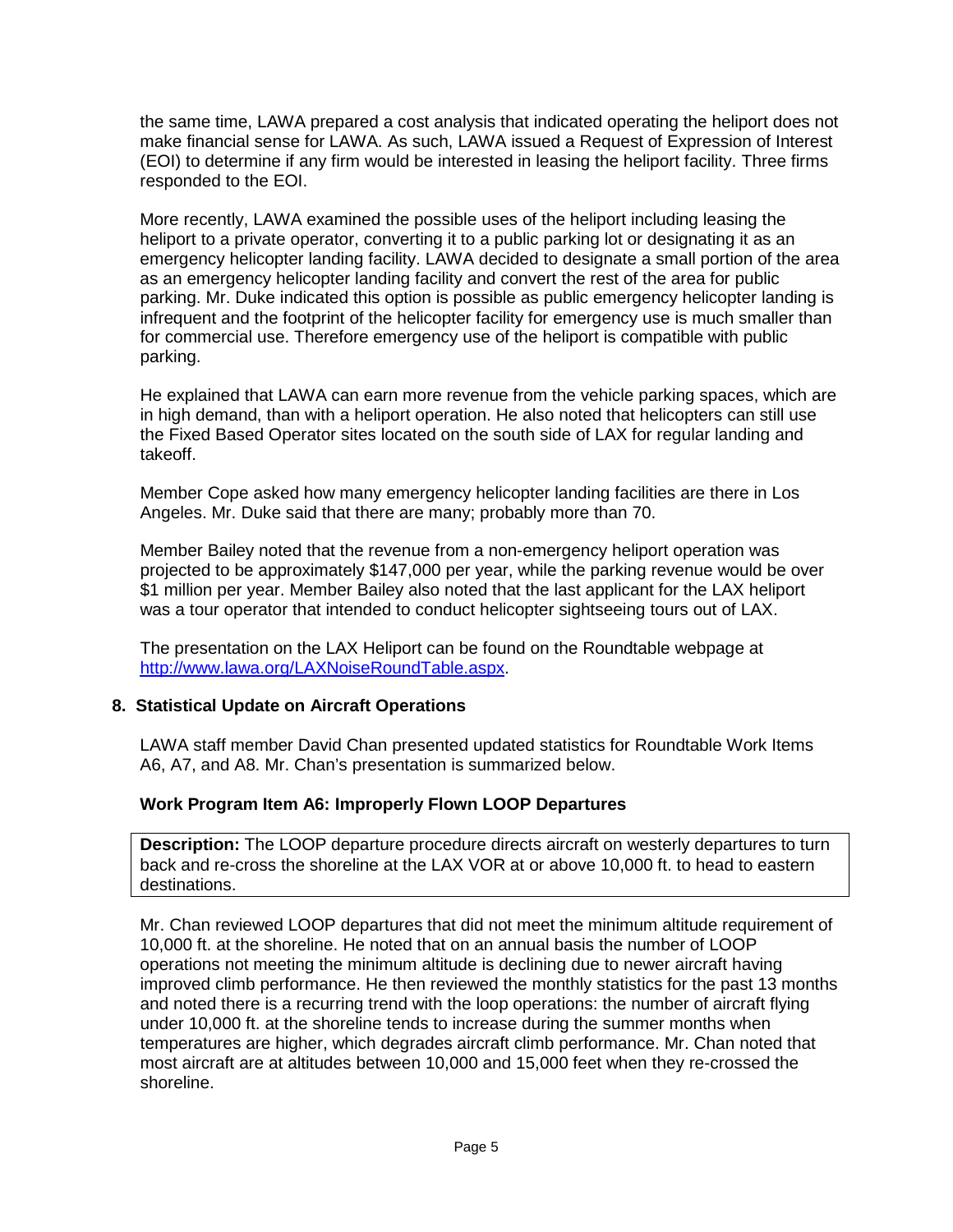the same time, LAWA prepared a cost analysis that indicated operating the heliport does not make financial sense for LAWA. As such, LAWA issued a Request of Expression of Interest (EOI) to determine if any firm would be interested in leasing the heliport facility. Three firms responded to the EOI.

More recently, LAWA examined the possible uses of the heliport including leasing the heliport to a private operator, converting it to a public parking lot or designating it as an emergency helicopter landing facility. LAWA decided to designate a small portion of the area as an emergency helicopter landing facility and convert the rest of the area for public parking. Mr. Duke indicated this option is possible as public emergency helicopter landing is infrequent and the footprint of the helicopter facility for emergency use is much smaller than for commercial use. Therefore emergency use of the heliport is compatible with public parking.

He explained that LAWA can earn more revenue from the vehicle parking spaces, which are in high demand, than with a heliport operation. He also noted that helicopters can still use the Fixed Based Operator sites located on the south side of LAX for regular landing and takeoff.

Member Cope asked how many emergency helicopter landing facilities are there in Los Angeles. Mr. Duke said that there are many; probably more than 70.

Member Bailey noted that the revenue from a non-emergency heliport operation was projected to be approximately $147,000 per year, while the parking revenue would be over $1 million per year. Member Bailey also noted that the last applicant for the LAX heliport was a tour operator that intended to conduct helicopter sightseeing tours out of LAX.

The presentation on the LAX Heliport can be found on the Roundtable webpage at [http://www.lawa.org/LAXNoiseRoundTable.aspx](http://www.lawa.org/LAXNoiseRoundTable.aspx).

## 8. Statistical Update on Aircraft Operations

LAWA staff member David Chan presented updated statistics for Roundtable Work Items A6, A7, and A8. Mr. Chan's presentation is summarized below.

### Work Program Item A6: Improperly Flown LOOP Departures

**Description:** The LOOP departure procedure directs aircraft on westerly departures to turn back and re-cross the shoreline at the LAX VOR at or above 10,000 ft. to head to eastern destinations.

Mr. Chan reviewed LOOP departures that did not meet the minimum altitude requirement of 10,000 ft. at the shoreline. He noted that on an annual basis the number of LOOP operations not meeting the minimum altitude is declining due to newer aircraft having improved climb performance. He then reviewed the monthly statistics for the past 13 months and noted there is a recurring trend with the loop operations: the number of aircraft flying under 10,000 ft. at the shoreline tends to increase during the summer months when temperatures are higher, which degrades aircraft climb performance. Mr. Chan noted that most aircraft are at altitudes between 10,000 and 15,000 feet when they re-crossed the shoreline.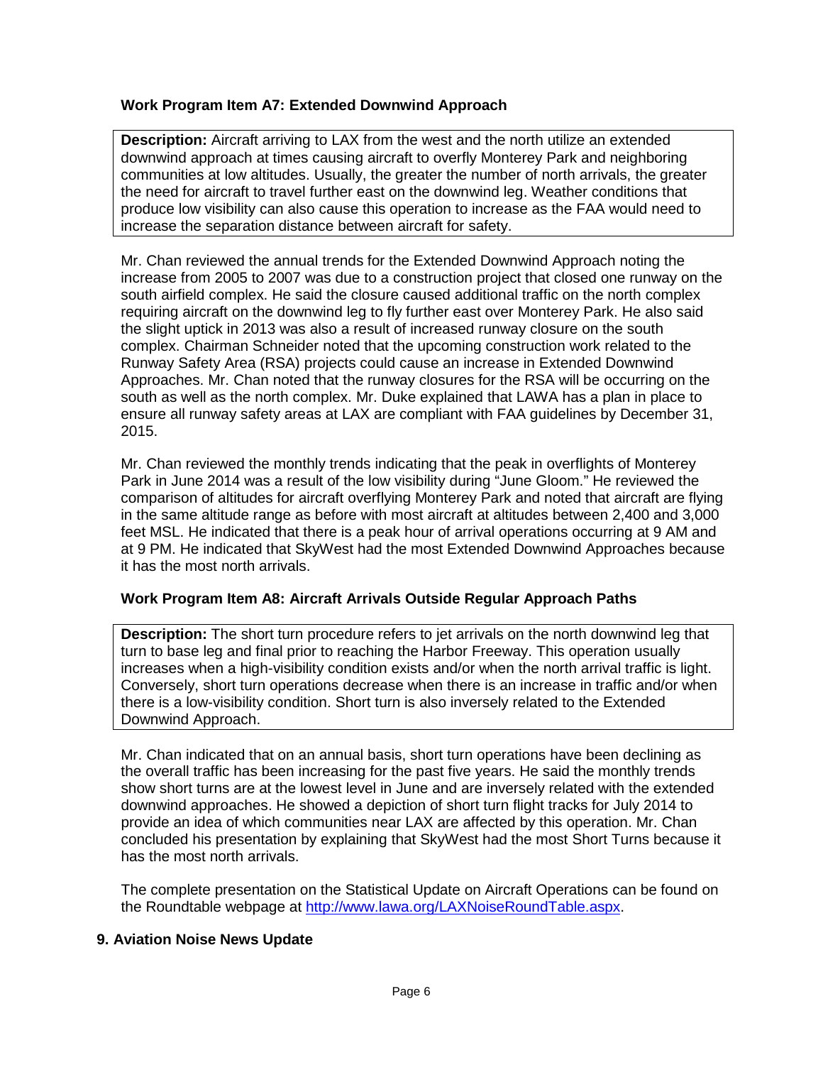### Work Program Item A7: Extended Downwind Approach

**Description:** Aircraft arriving to LAX from the west and the north utilize an extended downwind approach at times causing aircraft to overfly Monterey Park and neighboring communities at low altitudes. Usually, the greater the number of north arrivals, the greater the need for aircraft to travel further east on the downwind leg. Weather conditions that produce low visibility can also cause this operation to increase as the FAA would need to increase the separation distance between aircraft for safety.

Mr. Chan reviewed the annual trends for the Extended Downwind Approach noting the increase from 2005 to 2007 was due to a construction project that closed one runway on the south airfield complex. He said the closure caused additional traffic on the north complex requiring aircraft on the downwind leg to fly further east over Monterey Park. He also said the slight uptick in 2013 was also a result of increased runway closure on the south complex. Chairman Schneider noted that the upcoming construction work related to the Runway Safety Area (RSA) projects could cause an increase in Extended Downwind Approaches. Mr. Chan noted that the runway closures for the RSA will be occurring on the south as well as the north complex. Mr. Duke explained that LAWA has a plan in place to ensure all runway safety areas at LAX are compliant with FAA guidelines by December 31, 2015.

Mr. Chan reviewed the monthly trends indicating that the peak in overflights of Monterey Park in June 2014 was a result of the low visibility during "June Gloom." He reviewed the comparison of altitudes for aircraft overflying Monterey Park and noted that aircraft are flying in the same altitude range as before with most aircraft at altitudes between 2,400 and 3,000 feet MSL. He indicated that there is a peak hour of arrival operations occurring at 9 AM and at 9 PM. He indicated that SkyWest had the most Extended Downwind Approaches because it has the most north arrivals.

### Work Program Item A8: Aircraft Arrivals Outside Regular Approach Paths

**Description:** The short turn procedure refers to jet arrivals on the north downwind leg that turn to base leg and final prior to reaching the Harbor Freeway. This operation usually increases when a high-visibility condition exists and/or when the north arrival traffic is light. Conversely, short turn operations decrease when there is an increase in traffic and/or when there is a low-visibility condition. Short turn is also inversely related to the Extended Downwind Approach.

Mr. Chan indicated that on an annual basis, short turn operations have been declining as the overall traffic has been increasing for the past five years. He said the monthly trends show short turns are at the lowest level in June and are inversely related with the extended downwind approaches. He showed a depiction of short turn flight tracks for July 2014 to provide an idea of which communities near LAX are affected by this operation. Mr. Chan concluded his presentation by explaining that SkyWest had the most Short Turns because it has the most north arrivals.

The complete presentation on the Statistical Update on Aircraft Operations can be found on the Roundtable webpage at [http://www.lawa.org/LAXNoiseRoundTable.aspx](http://www.lawa.org/LAXNoiseRoundTable.aspx).

## 9. Aviation Noise News Update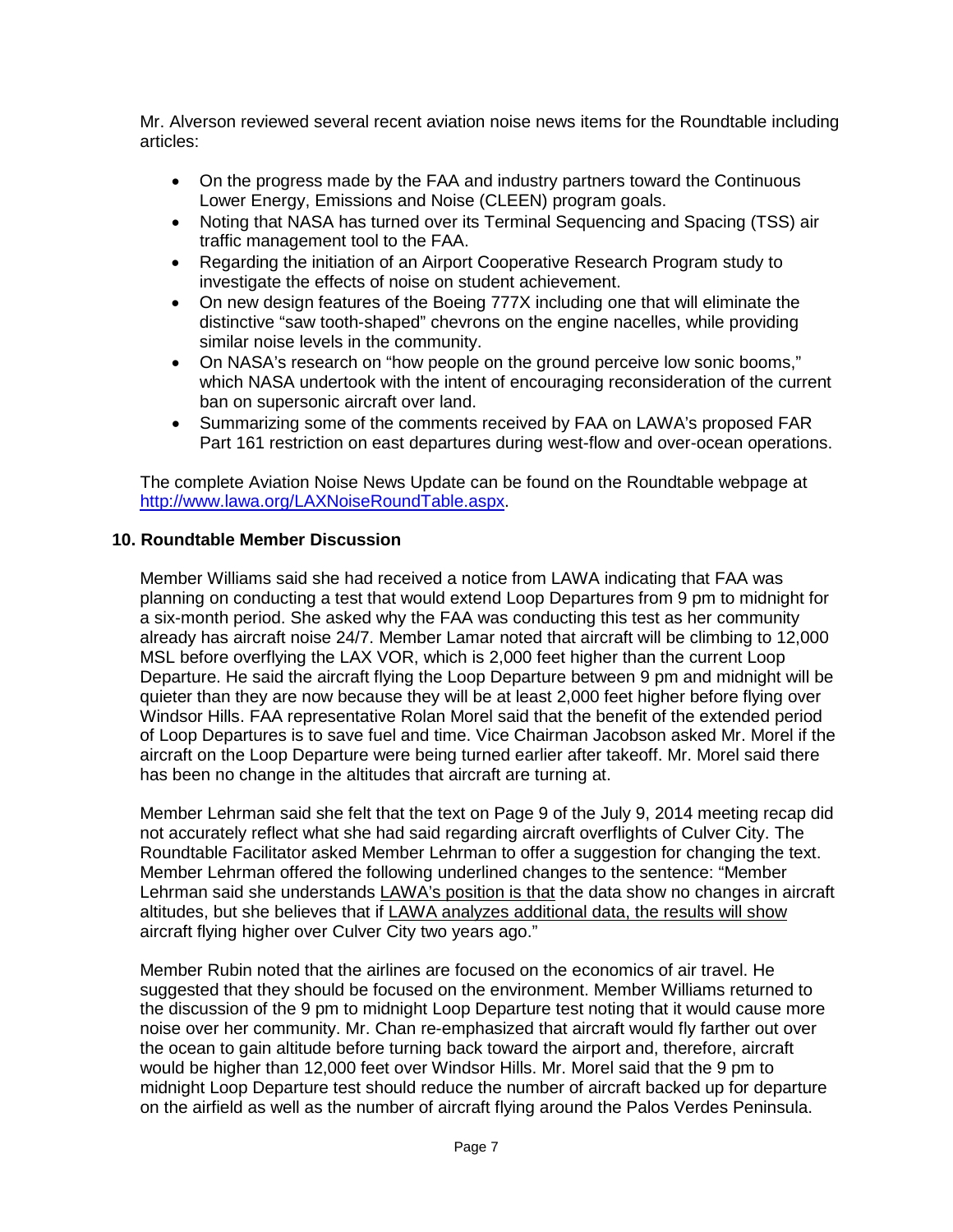Mr. Alverson reviewed several recent aviation noise news items for the Roundtable including articles:

- On the progress made by the FAA and industry partners toward the Continuous Lower Energy, Emissions and Noise (CLEEN) program goals.
- Noting that NASA has turned over its Terminal Sequencing and Spacing (TSS) air traffic management tool to the FAA.
- Regarding the initiation of an Airport Cooperative Research Program study to investigate the effects of noise on student achievement.
- On new design features of the Boeing 777X including one that will eliminate the distinctive "saw tooth-shaped" chevrons on the engine nacelles, while providing similar noise levels in the community.
- On NASA's research on "how people on the ground perceive low sonic booms," which NASA undertook with the intent of encouraging reconsideration of the current ban on supersonic aircraft over land.
- Summarizing some of the comments received by FAA on LAWA's proposed FAR Part 161 restriction on east departures during west-flow and over-ocean operations.

The complete Aviation Noise News Update can be found on the Roundtable webpage at http://www.lawa.org/LAXNoiseRoundTable.aspx.

## 10. Roundtable Member Discussion

Member Williams said she had received a notice from LAWA indicating that FAA was planning on conducting a test that would extend Loop Departures from 9 pm to midnight for a six-month period. She asked why the FAA was conducting this test as her community already has aircraft noise 24/7. Member Lamar noted that aircraft will be climbing to 12,000 MSL before overflying the LAX VOR, which is 2,000 feet higher than the current Loop Departure. He said the aircraft flying the Loop Departure between 9 pm and midnight will be quieter than they are now because they will be at least 2,000 feet higher before flying over Windsor Hills. FAA representative Rolan Morel said that the benefit of the extended period of Loop Departures is to save fuel and time. Vice Chairman Jacobson asked Mr. Morel if the aircraft on the Loop Departure were being turned earlier after takeoff. Mr. Morel said there has been no change in the altitudes that aircraft are turning at.

Member Lehrman said she felt that the text on Page 9 of the July 9, 2014 meeting recap did not accurately reflect what she had said regarding aircraft overflights of Culver City. The Roundtable Facilitator asked Member Lehrman to offer a suggestion for changing the text. Member Lehrman offered the following underlined changes to the sentence: "Member Lehrman said she understands <u>LAWA's position is that</u> the data show no changes in aircraft altitudes, but she believes that if <u>LAWA analyzes additional data, the results will show</u> aircraft flying higher over Culver City two years ago."

Member Rubin noted that the airlines are focused on the economics of air travel. He suggested that they should be focused on the environment. Member Williams returned to the discussion of the 9 pm to midnight Loop Departure test noting that it would cause more noise over her community. Mr. Chan re-emphasized that aircraft would fly farther out over the ocean to gain altitude before turning back toward the airport and, therefore, aircraft would be higher than 12,000 feet over Windsor Hills. Mr. Morel said that the 9 pm to midnight Loop Departure test should reduce the number of aircraft backed up for departure on the airfield as well as the number of aircraft flying around the Palos Verdes Peninsula.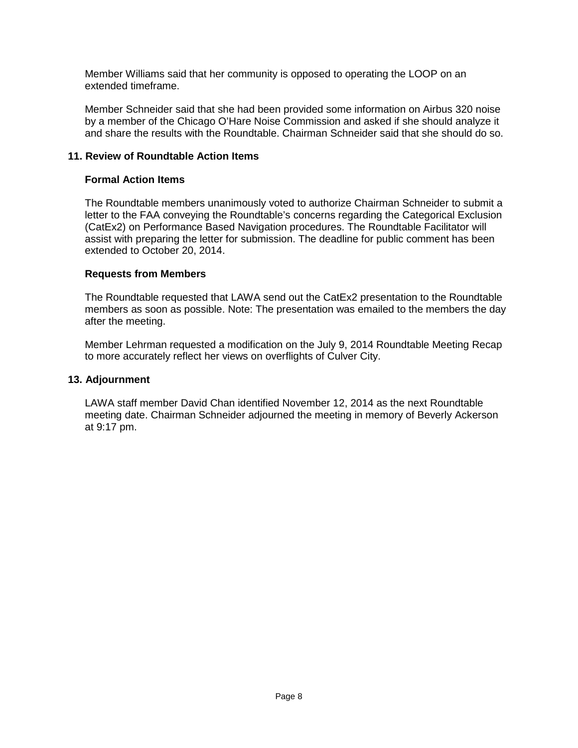Member Williams said that her community is opposed to operating the LOOP on an extended timeframe.

Member Schneider said that she had been provided some information on Airbus 320 noise by a member of the Chicago O'Hare Noise Commission and asked if she should analyze it and share the results with the Roundtable. Chairman Schneider said that she should do so.

### 11. Review of Roundtable Action Items

#### Formal Action Items

The Roundtable members unanimously voted to authorize Chairman Schneider to submit a letter to the FAA conveying the Roundtable's concerns regarding the Categorical Exclusion (CatEx2) on Performance Based Navigation procedures. The Roundtable Facilitator will assist with preparing the letter for submission. The deadline for public comment has been extended to October 20, 2014.

#### Requests from Members

The Roundtable requested that LAWA send out the CatEx2 presentation to the Roundtable members as soon as possible. Note: The presentation was emailed to the members the day after the meeting.

Member Lehrman requested a modification on the July 9, 2014 Roundtable Meeting Recap to more accurately reflect her views on overflights of Culver City.

### 13. Adjournment

LAWA staff member David Chan identified November 12, 2014 as the next Roundtable meeting date. Chairman Schneider adjourned the meeting in memory of Beverly Ackerson at 9:17 pm.